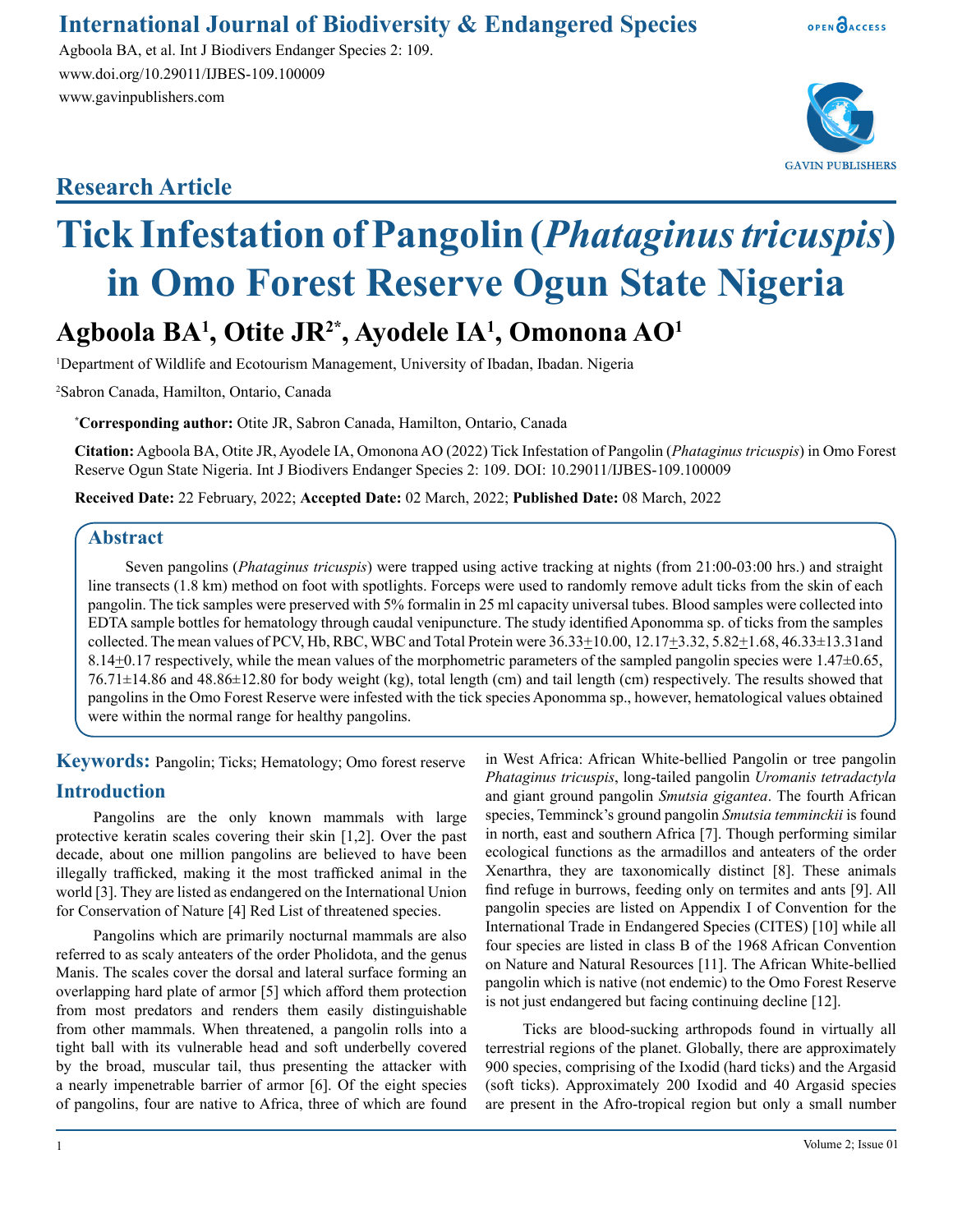International Journal of Biodiversity & Endangered Species

Agboola BA, et al. Int J Biodivers Endanger Species 2: 109.
www.doi.org/10.29011/IJBES-109.100009
www.gavinpublishers.com

## Research Article

# Tick Infestation of Pangolin (*Phataginus tricuspis*) in Omo Forest Reserve Ogun State Nigeria

**Agboola BA[1], Otite JR[2*], Ayodele IA[1], Omonona AO[1]**

[1]Department of Wildlife and Ecotourism Management, University of Ibadan, Ibadan. Nigeria

[2]Sabron Canada, Hamilton, Ontario, Canada

[*]**Corresponding author:** Otite JR, Sabron Canada, Hamilton, Ontario, Canada

**Citation:** Agboola BA, Otite JR, Ayodele IA, Omonona AO (2022) Tick Infestation of Pangolin (*Phataginus tricuspis*) in Omo Forest Reserve Ogun State Nigeria. Int J Biodivers Endanger Species 2: 109. DOI: 10.29011/IJBES-109.100009

**Received Date:** 22 February, 2022; **Accepted Date:** 02 March, 2022; **Published Date:** 08 March, 2022

## Abstract

Seven pangolins (*Phataginus tricuspis*) were trapped using active tracking at nights (from 21:00-03:00 hrs.) and straight line transects (1.8 km) method on foot with spotlights. Forceps were used to randomly remove adult ticks from the skin of each pangolin. The tick samples were preserved with 5% formalin in 25 ml capacity universal tubes. Blood samples were collected into EDTA sample bottles for hematology through caudal venipuncture. The study identified Aponomma sp. of ticks from the samples collected. The mean values of PCV, Hb, RBC, WBC and Total Protein were $36.33 \pm 10.00$, $12.17 \pm 3.32$, $5.82 \pm 1.68$, $46.33 \pm 13.31$and $8.14 \pm 0.17$ respectively, while the mean values of the morphometric parameters of the sampled pangolin species were $1.47 \pm 0.65$, $76.71 \pm 14.86$ and $48.86 \pm 12.80$ for body weight (kg), total length (cm) and tail length (cm) respectively. The results showed that pangolins in the Omo Forest Reserve were infested with the tick species Aponomma sp., however, hematological values obtained were within the normal range for healthy pangolins.

**Keywords:** Pangolin; Ticks; Hematology; Omo forest reserve

## Introduction

Pangolins are the only known mammals with large protective keratin scales covering their skin [1,2]. Over the past decade, about one million pangolins are believed to have been illegally trafficked, making it the most trafficked animal in the world [3]. They are listed as endangered on the International Union for Conservation of Nature [4] Red List of threatened species.

Pangolins which are primarily nocturnal mammals are also referred to as scaly anteaters of the order Pholidota, and the genus Manis. The scales cover the dorsal and lateral surface forming an overlapping hard plate of armor [5] which afford them protection from most predators and renders them easily distinguishable from other mammals. When threatened, a pangolin rolls into a tight ball with its vulnerable head and soft underbelly covered by the broad, muscular tail, thus presenting the attacker with a nearly impenetrable barrier of armor [6]. Of the eight species of pangolins, four are native to Africa, three of which are found in West Africa: African White-bellied Pangolin or tree pangolin *Phataginus tricuspis*, long-tailed pangolin *Uromanis tetradactyla* and giant ground pangolin *Smutsia gigantea*. The fourth African species, Temminck's ground pangolin *Smutsia temminckii* is found in north, east and southern Africa [7]. Though performing similar ecological functions as the armadillos and anteaters of the order Xenarthra, they are taxonomically distinct [8]. These animals find refuge in burrows, feeding only on termites and ants [9]. All pangolin species are listed on Appendix I of Convention for the International Trade in Endangered Species (CITES) [10] while all four species are listed in class B of the 1968 African Convention on Nature and Natural Resources [11]. The African White-bellied pangolin which is native (not endemic) to the Omo Forest Reserve is not just endangered but facing continuing decline [12].

Ticks are blood-sucking arthropods found in virtually all terrestrial regions of the planet. Globally, there are approximately 900 species, comprising of the Ixodid (hard ticks) and the Argasid (soft ticks). Approximately 200 Ixodid and 40 Argasid species are present in the Afro-tropical region but only a small number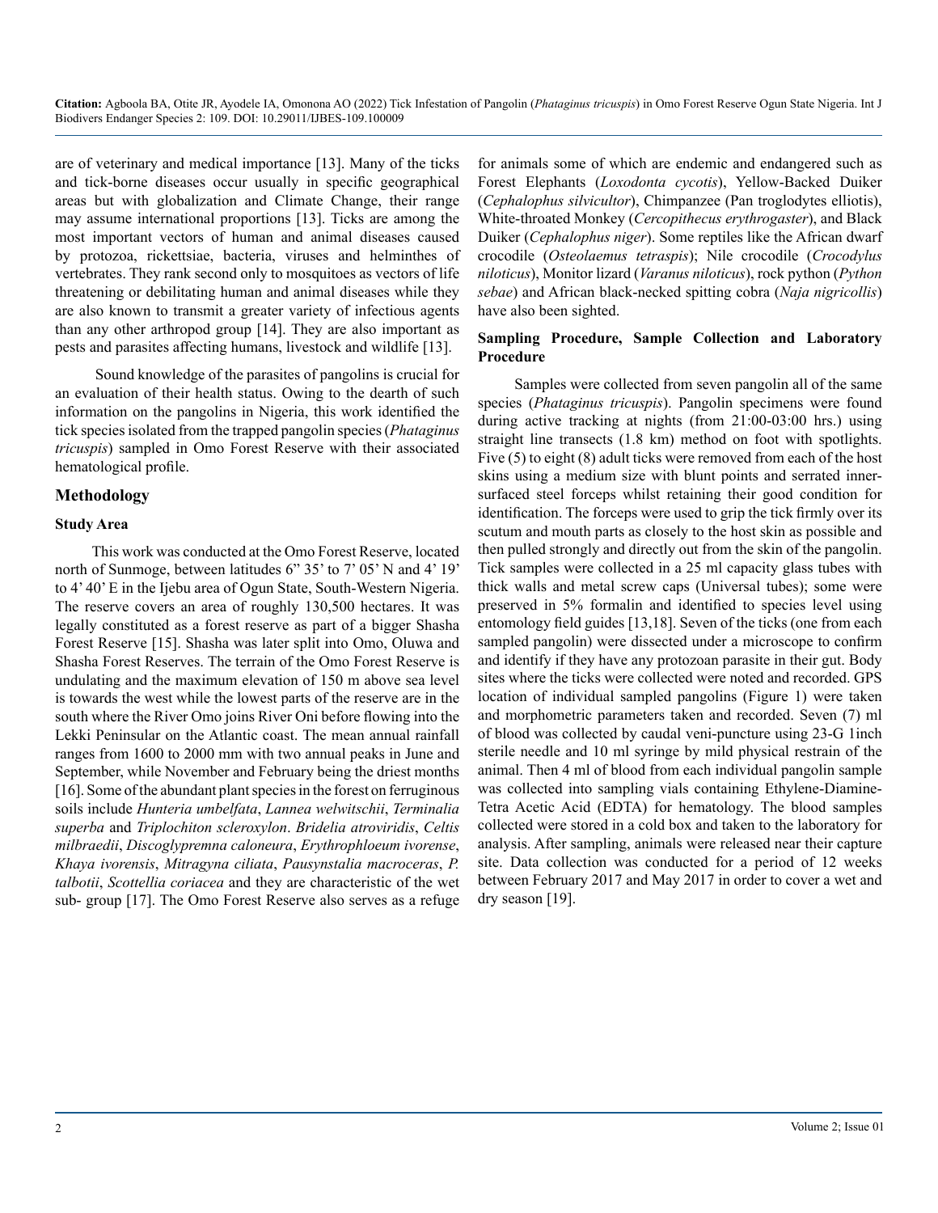are of veterinary and medical importance [13]. Many of the ticks and tick-borne diseases occur usually in specific geographical areas but with globalization and Climate Change, their range may assume international proportions [13]. Ticks are among the most important vectors of human and animal diseases caused by protozoa, rickettsiae, bacteria, viruses and helminthes of vertebrates. They rank second only to mosquitoes as vectors of life threatening or debilitating human and animal diseases while they are also known to transmit a greater variety of infectious agents than any other arthropod group [14]. They are also important as pests and parasites affecting humans, livestock and wildlife [13].

Sound knowledge of the parasites of pangolins is crucial for an evaluation of their health status. Owing to the dearth of such information on the pangolins in Nigeria, this work identified the tick species isolated from the trapped pangolin species (*Phataginus tricuspis*) sampled in Omo Forest Reserve with their associated hematological profile.

## Methodology

### Study Area

This work was conducted at the Omo Forest Reserve, located north of Sunmoge, between latitudes 6" 35' to 7' 05' N and 4' 19' to 4' 40' E in the Ijebu area of Ogun State, South-Western Nigeria. The reserve covers an area of roughly 130,500 hectares. It was legally constituted as a forest reserve as part of a bigger Shasha Forest Reserve [15]. Shasha was later split into Omo, Oluwa and Shasha Forest Reserves. The terrain of the Omo Forest Reserve is undulating and the maximum elevation of 150 m above sea level is towards the west while the lowest parts of the reserve are in the south where the River Omo joins River Oni before flowing into the Lekki Peninsular on the Atlantic coast. The mean annual rainfall ranges from 1600 to 2000 mm with two annual peaks in June and September, while November and February being the driest months [16]. Some of the abundant plant species in the forest on ferruginous soils include *Hunteria umbelfata*, *Lannea welwitschii*, *Terminalia superba* and *Triplochiton scleroxylon*. *Bridelia atroviridis*, *Celtis milbraedii*, *Discoglypremna caloneura*, *Erythrophloeum ivorense*, *Khaya ivorensis*, *Mitragyna ciliata*, *Pausynstalia macroceras*, *P. talbotii*, *Scottellia coriacea* and they are characteristic of the wet sub- group [17]. The Omo Forest Reserve also serves as a refuge for animals some of which are endemic and endangered such as Forest Elephants (*Loxodonta cycotis*), Yellow-Backed Duiker (*Cephalophus silvicultor*), Chimpanzee (Pan troglodytes elliotis), White-throated Monkey (*Cercopithecus erythrogaster*), and Black Duiker (*Cephalophus niger*). Some reptiles like the African dwarf crocodile (*Osteolaemus tetraspis*); Nile crocodile (*Crocodylus niloticus*), Monitor lizard (*Varanus niloticus*), rock python (*Python sebae*) and African black-necked spitting cobra (*Naja nigricollis*) have also been sighted.

### Sampling Procedure, Sample Collection and Laboratory Procedure

Samples were collected from seven pangolin all of the same species (*Phataginus tricuspis*). Pangolin specimens were found during active tracking at nights (from 21:00-03:00 hrs.) using straight line transects (1.8 km) method on foot with spotlights. Five (5) to eight (8) adult ticks were removed from each of the host skins using a medium size with blunt points and serrated inner-surfaced steel forceps whilst retaining their good condition for identification. The forceps were used to grip the tick firmly over its scutum and mouth parts as closely to the host skin as possible and then pulled strongly and directly out from the skin of the pangolin. Tick samples were collected in a 25 ml capacity glass tubes with thick walls and metal screw caps (Universal tubes); some were preserved in 5% formalin and identified to species level using entomology field guides [13,18]. Seven of the ticks (one from each sampled pangolin) were dissected under a microscope to confirm and identify if they have any protozoan parasite in their gut. Body sites where the ticks were collected were noted and recorded. GPS location of individual sampled pangolins (Figure 1) were taken and morphometric parameters taken and recorded. Seven (7) ml of blood was collected by caudal veni-puncture using 23-G 1inch sterile needle and 10 ml syringe by mild physical restrain of the animal. Then 4 ml of blood from each individual pangolin sample was collected into sampling vials containing Ethylene-Diamine-Tetra Acetic Acid (EDTA) for hematology. The blood samples collected were stored in a cold box and taken to the laboratory for analysis. After sampling, animals were released near their capture site. Data collection was conducted for a period of 12 weeks between February 2017 and May 2017 in order to cover a wet and dry season [19].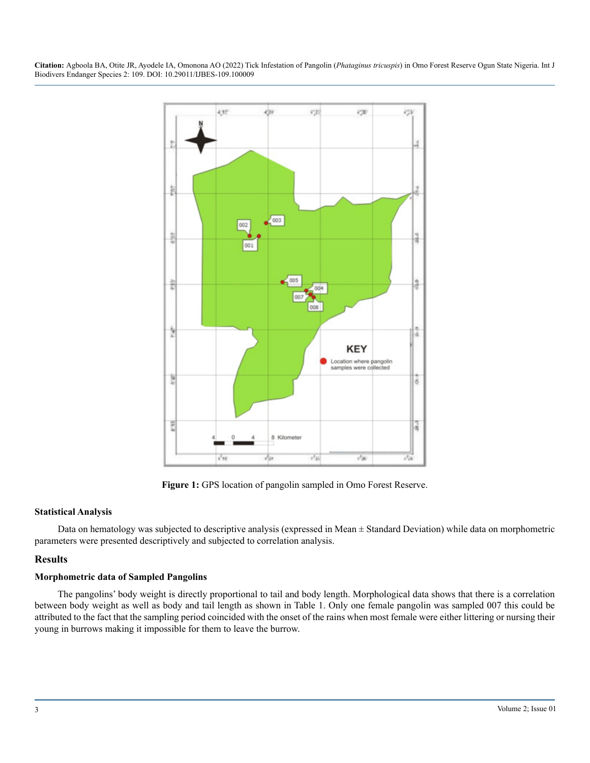**Figure 1:** GPS location of pangolin sampled in Omo Forest Reserve.

### Statistical Analysis

Data on hematology was subjected to descriptive analysis (expressed in Mean ± Standard Deviation) while data on morphometric parameters were presented descriptively and subjected to correlation analysis.

## Results

### Morphometric data of Sampled Pangolins

The pangolins' body weight is directly proportional to tail and body length. Morphological data shows that there is a correlation between body weight as well as body and tail length as shown in Table 1. Only one female pangolin was sampled 007 this could be attributed to the fact that the sampling period coincided with the onset of the rains when most female were either littering or nursing their young in burrows making it impossible for them to leave the burrow.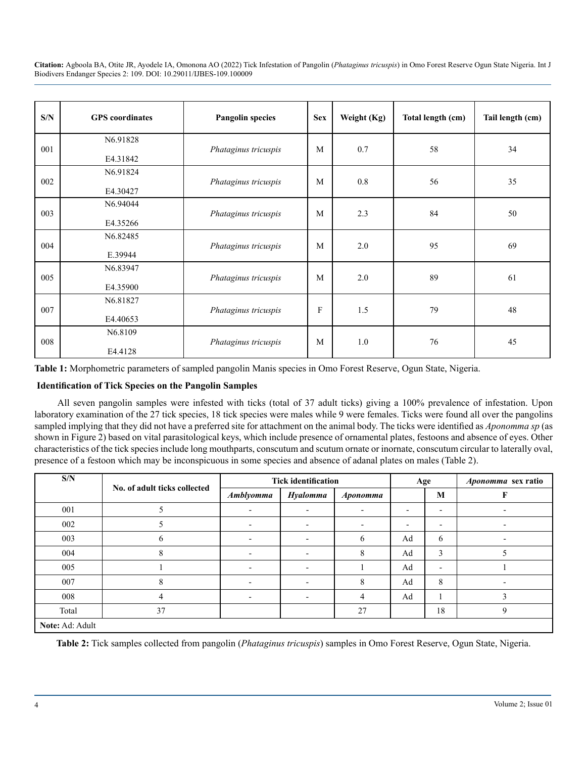| S/N | GPS coordinates | Pangolin species | Sex | Weight (Kg) | Total length (cm) | Tail length (cm) |
|---|---|---|---|---|---|---|
| 001 | N6.91828 E4.31842 | *Phataginus tricuspis* | M | 0.7 | 58 | 34 |
| 002 | N6.91824 E4.30427 | *Phataginus tricuspis* | M | 0.8 | 56 | 35 |
| 003 | N6.94044 E4.35266 | *Phataginus tricuspis* | M | 2.3 | 84 | 50 |
| 004 | N6.82485 E.39944 | *Phataginus tricuspis* | M | 2.0 | 95 | 69 |
| 005 | N6.83947 E4.35900 | *Phataginus tricuspis* | M | 2.0 | 89 | 61 |
| 007 | N6.81827 E4.40653 | *Phataginus tricuspis* | F | 1.5 | 79 | 48 |
| 008 | N6.8109 E4.4128 | *Phataginus tricuspis* | M | 1.0 | 76 | 45 |

**Table 1:** Morphometric parameters of sampled pangolin Manis species in Omo Forest Reserve, Ogun State, Nigeria.

**Identification of Tick Species on the Pangolin Samples**

All seven pangolin samples were infested with ticks (total of 37 adult ticks) giving a 100% prevalence of infestation. Upon laboratory examination of the 27 tick species, 18 tick species were males while 9 were females. Ticks were found all over the pangolins sampled implying that they did not have a preferred site for attachment on the animal body. The ticks were identified as *Aponomma sp* (as shown in Figure 2) based on vital parasitological keys, which include presence of ornamental plates, festoons and absence of eyes. Other characteristics of the tick species include long mouthparts, conscutum and scutum ornate or inornate, conscutum circular to laterally oval, presence of a festoon which may be inconspicuous in some species and absence of adanal plates on males (Table 2).

| S/N | No. of adult ticks collected | Tick identification | | | Age | *Aponomma* sex ratio | |
|---|---|---|---|---|---|---|---|
| | | *Amblyomma* | *Hyalomma* | *Aponomma* | | **M** | **F** |
| 001 | 5 | - | - | - | - | - | - |
| 002 | 5 | - | - | - | - | - | - |
| 003 | 6 | - | - | 6 | Ad | 6 | - |
| 004 | 8 | - | - | 8 | Ad | 3 | 5 |
| 005 | 1 | - | - | 1 | Ad | - | 1 |
| 007 | 8 | - | - | 8 | Ad | 8 | - |
| 008 | 4 | - | - | 4 | Ad | 1 | 3 |
| Total | 37 | | | 27 | | 18 | 9 |
| **Note:** Ad: Adult | | | | | | | |

**Table 2:** Tick samples collected from pangolin (*Phataginus tricuspis*) samples in Omo Forest Reserve, Ogun State, Nigeria.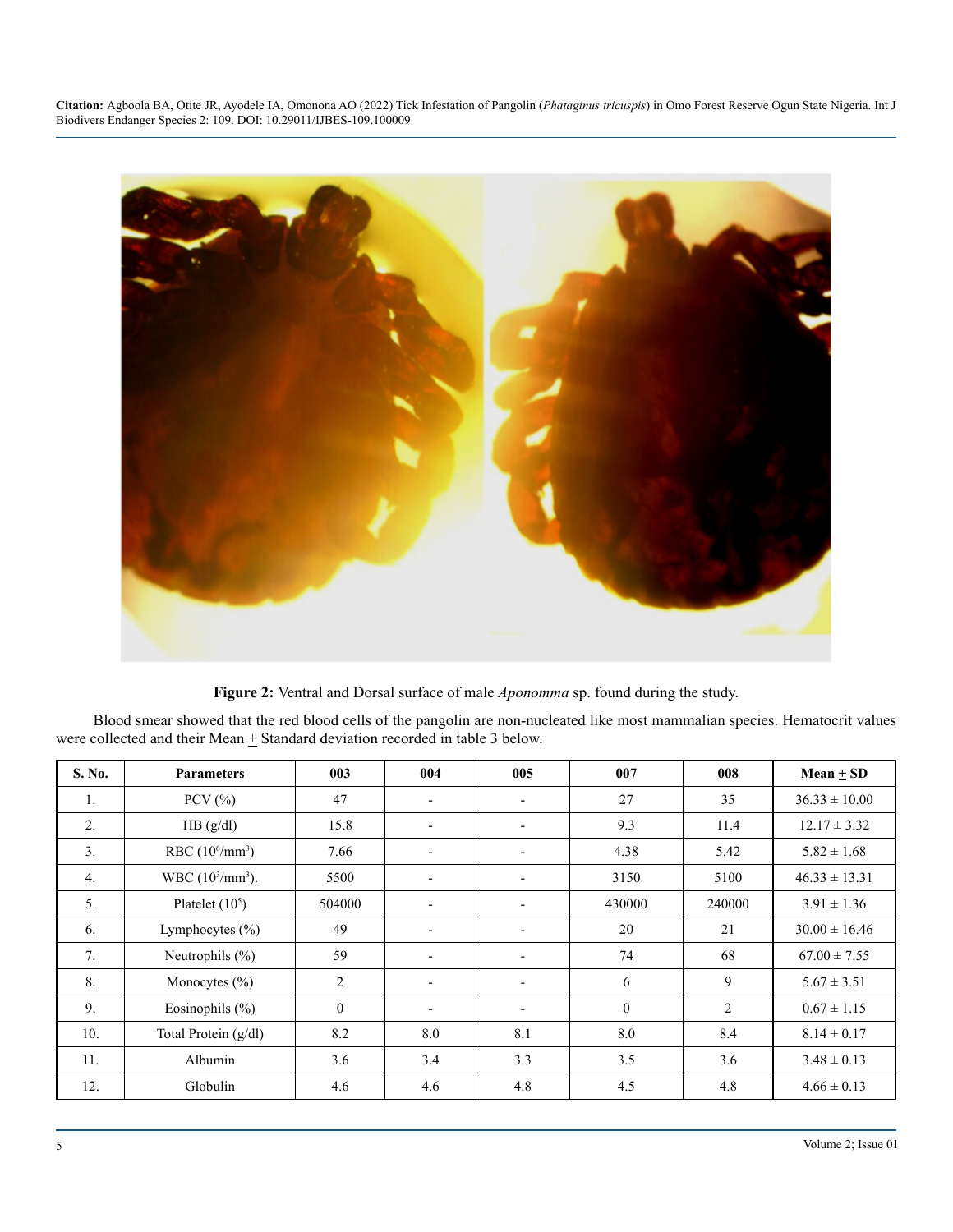**Figure 2:** Ventral and Dorsal surface of male *Aponomma* sp. found during the study.

Blood smear showed that the red blood cells of the pangolin are non-nucleated like most mammalian species. Hematocrit values were collected and their Mean $\pm$ Standard deviation recorded in table 3 below.

| S. No. | Parameters | 003 | 004 | 005 | 007 | 008 | Mean $\pm$ SD |
|---|---|---|---|---|---|---|---|
| 1. | PCV (%) | 47 | - | - | 27 | 35 | 36.33 ± 10.00 |
| 2. | HB (g/dl) | 15.8 | - | - | 9.3 | 11.4 | 12.17 ± 3.32 |
| 3. | RBC ($10^6/mm^3$) | 7.66 | - | - | 4.38 | 5.42 | 5.82 ± 1.68 |
| 4. | WBC ($10^3/mm^3$). | 5500 | - | - | 3150 | 5100 | 46.33 ± 13.31 |
| 5. | Platelet ($10^5$) | 504000 | - | - | 430000 | 240000 | 3.91 ± 1.36 |
| 6. | Lymphocytes (%) | 49 | - | - | 20 | 21 | 30.00 ± 16.46 |
| 7. | Neutrophils (%) | 59 | - | - | 74 | 68 | 67.00 ± 7.55 |
| 8. | Monocytes (%) | 2 | - | - | 6 | 9 | 5.67 ± 3.51 |
| 9. | Eosinophils (%) | 0 | - | - | 0 | 2 | 0.67 ± 1.15 |
| 10. | Total Protein (g/dl) | 8.2 | 8.0 | 8.1 | 8.0 | 8.4 | 8.14 ± 0.17 |
| 11. | Albumin | 3.6 | 3.4 | 3.3 | 3.5 | 3.6 | 3.48 ± 0.13 |
| 12. | Globulin | 4.6 | 4.6 | 4.8 | 4.5 | 4.8 | 4.66 ± 0.13 |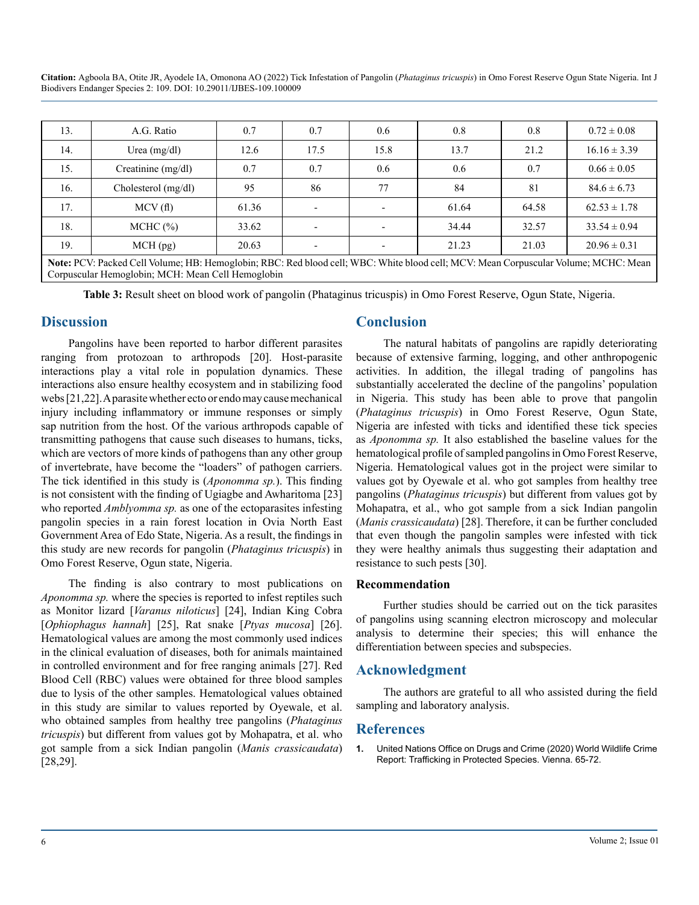| 13. | A.G. Ratio | 0.7 | 0.7 | 0.6 | 0.8 | 0.8 | 0.72 ± 0.08 |
|---|---|---|---|---|---|---|---|
| 14. | Urea (mg/dl) | 12.6 | 17.5 | 15.8 | 13.7 | 21.2 | 16.16 ± 3.39 |
| 15. | Creatinine (mg/dl) | 0.7 | 0.7 | 0.6 | 0.6 | 0.7 | 0.66 ± 0.05 |
| 16. | Cholesterol (mg/dl) | 95 | 86 | 77 | 84 | 81 | 84.6 ± 6.73 |
| 17. | MCV (fl) | 61.36 | - | - | 61.64 | 64.58 | 62.53 ± 1.78 |
| 18. | MCHC (%) | 33.62 | - | - | 34.44 | 32.57 | 33.54 ± 0.94 |
| 19. | MCH (pg) | 20.63 | - | - | 21.23 | 21.03 | 20.96 ± 0.31 |

**Note:** PCV: Packed Cell Volume; HB: Hemoglobin; RBC: Red blood cell; WBC: White blood cell; MCV: Mean Corpuscular Volume; MCHC: Mean Corpuscular Hemoglobin; MCH: Mean Cell Hemoglobin

**Table 3:** Result sheet on blood work of pangolin (Phataginus tricuspis) in Omo Forest Reserve, Ogun State, Nigeria.

## Discussion

Pangolins have been reported to harbor different parasites ranging from protozoan to arthropods [20]. Host-parasite interactions play a vital role in population dynamics. These interactions also ensure healthy ecosystem and in stabilizing food webs [21,22]. A parasite whether ecto or endo may cause mechanical injury including inflammatory or immune responses or simply sap nutrition from the host. Of the various arthropods capable of transmitting pathogens that cause such diseases to humans, ticks, which are vectors of more kinds of pathogens than any other group of invertebrate, have become the "loaders" of pathogen carriers. The tick identified in this study is (*Aponomma sp.*). This finding is not consistent with the finding of Ugiagbe and Awharitoma [23] who reported *Amblyomma sp.* as one of the ectoparasites infesting pangolin species in a rain forest location in Ovia North East Government Area of Edo State, Nigeria. As a result, the findings in this study are new records for pangolin (*Phataginus tricuspis*) in Omo Forest Reserve, Ogun state, Nigeria.

The finding is also contrary to most publications on *Aponomma sp.* where the species is reported to infest reptiles such as Monitor lizard [*Varanus niloticus*] [24], Indian King Cobra [*Ophiophagus hannah*] [25], Rat snake [*Ptyas mucosa*] [26]. Hematological values are among the most commonly used indices in the clinical evaluation of diseases, both for animals maintained in controlled environment and for free ranging animals [27]. Red Blood Cell (RBC) values were obtained for three blood samples due to lysis of the other samples. Hematological values obtained in this study are similar to values reported by Oyewale, et al. who obtained samples from healthy tree pangolins (*Phataginus tricuspis*) but different from values got by Mohapatra, et al. who got sample from a sick Indian pangolin (*Manis crassicaudata*) [28,29].

## Conclusion

The natural habitats of pangolins are rapidly deteriorating because of extensive farming, logging, and other anthropogenic activities. In addition, the illegal trading of pangolins has substantially accelerated the decline of the pangolins' population in Nigeria. This study has been able to prove that pangolin (*Phataginus tricuspis*) in Omo Forest Reserve, Ogun State, Nigeria are infested with ticks and identified these tick species as *Aponomma sp.* It also established the baseline values for the hematological profile of sampled pangolins in Omo Forest Reserve, Nigeria. Hematological values got in the project were similar to values got by Oyewale et al. who got samples from healthy tree pangolins (*Phataginus tricuspis*) but different from values got by Mohapatra, et al., who got sample from a sick Indian pangolin (*Manis crassicaudata*) [28]. Therefore, it can be further concluded that even though the pangolin samples were infested with tick they were healthy animals thus suggesting their adaptation and resistance to such pests [30].

### Recommendation

Further studies should be carried out on the tick parasites of pangolins using scanning electron microscopy and molecular analysis to determine their species; this will enhance the differentiation between species and subspecies.

## Acknowledgment

The authors are grateful to all who assisted during the field sampling and laboratory analysis.

## References

1. United Nations Office on Drugs and Crime (2020) World Wildlife Crime Report: Trafficking in Protected Species. Vienna. 65-72.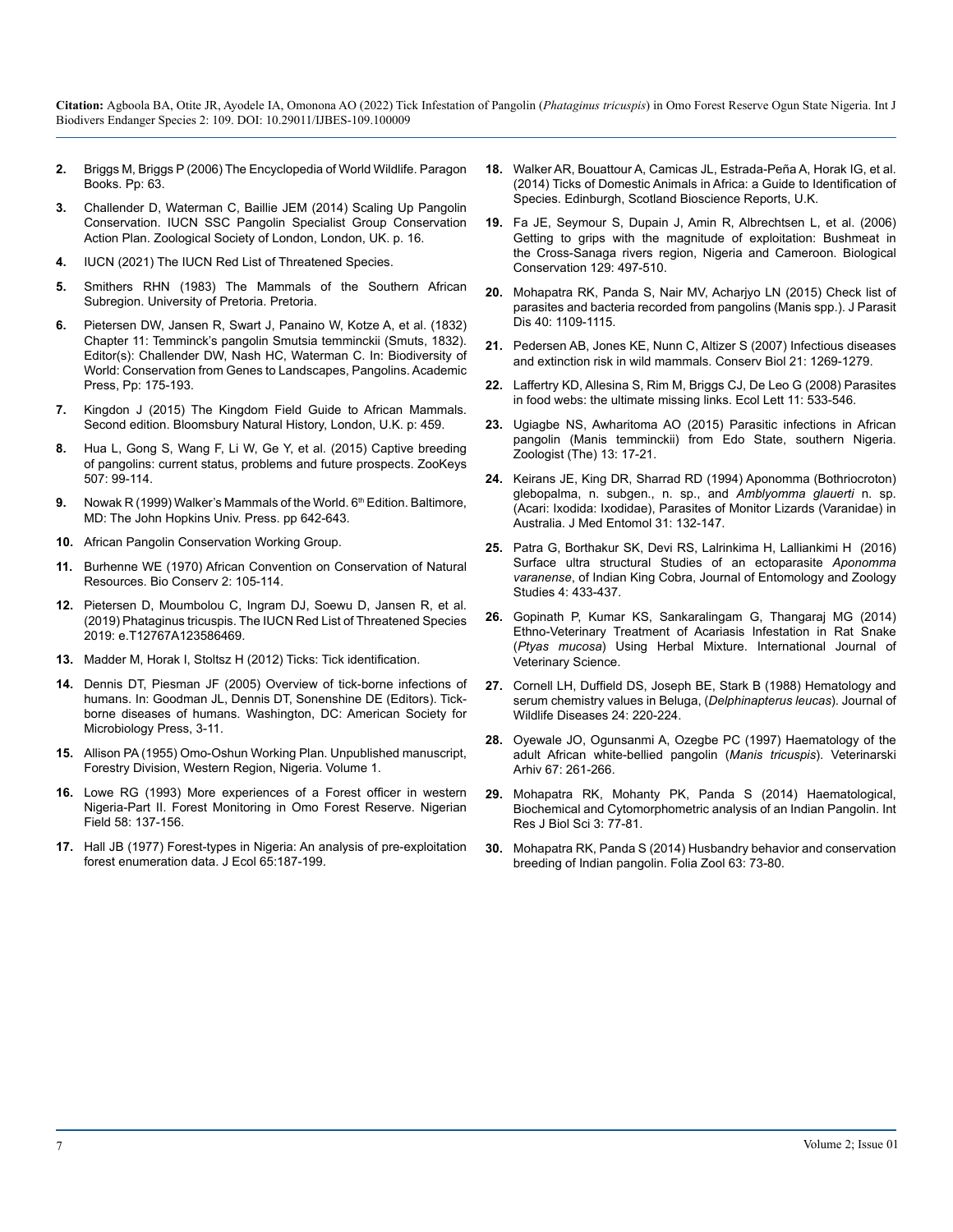2. Briggs M, Briggs P (2006) The Encyclopedia of World Wildlife. Paragon Books. Pp: 63.
3. Challender D, Waterman C, Baillie JEM (2014) Scaling Up Pangolin Conservation. IUCN SSC Pangolin Specialist Group Conservation Action Plan. Zoological Society of London, London, UK. p. 16.
4. IUCN (2021) The IUCN Red List of Threatened Species.
5. Smithers RHN (1983) The Mammals of the Southern African Subregion. University of Pretoria. Pretoria.
6. Pietersen DW, Jansen R, Swart J, Panaino W, Kotze A, et al. (1832) Chapter 11: Temminck's pangolin Smutsia temminckii (Smuts, 1832). Editor(s): Challender DW, Nash HC, Waterman C. In: Biodiversity of World: Conservation from Genes to Landscapes, Pangolins. Academic Press, Pp: 175-193.
7. Kingdon J (2015) The Kingdom Field Guide to African Mammals. Second edition. Bloomsbury Natural History, London, U.K. p: 459.
8. Hua L, Gong S, Wang F, Li W, Ge Y, et al. (2015) Captive breeding of pangolins: current status, problems and future prospects. ZooKeys 507: 99-114.
9. Nowak R (1999) Walker's Mammals of the World. 6th Edition. Baltimore, MD: The John Hopkins Univ. Press. pp 642-643.
10. African Pangolin Conservation Working Group.
11. Burhenne WE (1970) African Convention on Conservation of Natural Resources. Bio Conserv 2: 105-114.
12. Pietersen D, Moumbolou C, Ingram DJ, Soewu D, Jansen R, et al. (2019) Phataginus tricuspis. The IUCN Red List of Threatened Species 2019: e.T12767A123586469.
13. Madder M, Horak I, Stoltsz H (2012) Ticks: Tick identification.
14. Dennis DT, Piesman JF (2005) Overview of tick-borne infections of humans. In: Goodman JL, Dennis DT, Sonenshine DE (Editors). Tick-borne diseases of humans. Washington, DC: American Society for Microbiology Press, 3-11.
15. Allison PA (1955) Omo-Oshun Working Plan. Unpublished manuscript, Forestry Division, Western Region, Nigeria. Volume 1.
16. Lowe RG (1993) More experiences of a Forest officer in western Nigeria-Part II. Forest Monitoring in Omo Forest Reserve. Nigerian Field 58: 137-156.
17. Hall JB (1977) Forest-types in Nigeria: An analysis of pre-exploitation forest enumeration data. J Ecol 65:187-199.
18. Walker AR, Bouattour A, Camicas JL, Estrada-Peña A, Horak IG, et al. (2014) Ticks of Domestic Animals in Africa: a Guide to Identification of Species. Edinburgh, Scotland Bioscience Reports, U.K.
19. Fa JE, Seymour S, Dupain J, Amin R, Albrechtsen L, et al. (2006) Getting to grips with the magnitude of exploitation: Bushmeat in the Cross-Sanaga rivers region, Nigeria and Cameroon. Biological Conservation 129: 497-510.
20. Mohapatra RK, Panda S, Nair MV, Acharjyo LN (2015) Check list of parasites and bacteria recorded from pangolins (Manis spp.). J Parasit Dis 40: 1109-1115.
21. Pedersen AB, Jones KE, Nunn C, Altizer S (2007) Infectious diseases and extinction risk in wild mammals. Conserv Biol 21: 1269-1279.
22. Laffertry KD, Allesina S, Rim M, Briggs CJ, De Leo G (2008) Parasites in food webs: the ultimate missing links. Ecol Lett 11: 533-546.
23. Ugiagbe NS, Awharitoma AO (2015) Parasitic infections in African pangolin (Manis temminckii) from Edo State, southern Nigeria. Zoologist (The) 13: 17-21.
24. Keirans JE, King DR, Sharrad RD (1994) Aponomma (Bothriocroton) glebopalma, n. subgen., n. sp., and *Amblyomma glauerti* n. sp. (Acari: Ixodida: Ixodidae), Parasites of Monitor Lizards (Varanidae) in Australia. J Med Entomol 31: 132-147.
25. Patra G, Borthakur SK, Devi RS, Lalrinkima H, Lalliankimi H (2016) Surface ultra structural Studies of an ectoparasite *Aponomma varanense*, of Indian King Cobra, Journal of Entomology and Zoology Studies 4: 433-437.
26. Gopinath P, Kumar KS, Sankaralingam G, Thangaraj MG (2014) Ethno-Veterinary Treatment of Acariasis Infestation in Rat Snake (*Ptyas mucosa*) Using Herbal Mixture. International Journal of Veterinary Science.
27. Cornell LH, Duffield DS, Joseph BE, Stark B (1988) Hematology and serum chemistry values in Beluga, (*Delphinapterus leucas*). Journal of Wildlife Diseases 24: 220-224.
28. Oyewale JO, Ogunsanmi A, Ozegbe PC (1997) Haematology of the adult African white-bellied pangolin (*Manis tricuspis*). Veterinarski Arhiv 67: 261-266.
29. Mohapatra RK, Mohanty PK, Panda S (2014) Haematological, Biochemical and Cytomorphometric analysis of an Indian Pangolin. Int Res J Biol Sci 3: 77-81.
30. Mohapatra RK, Panda S (2014) Husbandry behavior and conservation breeding of Indian pangolin. Folia Zool 63: 73-80.